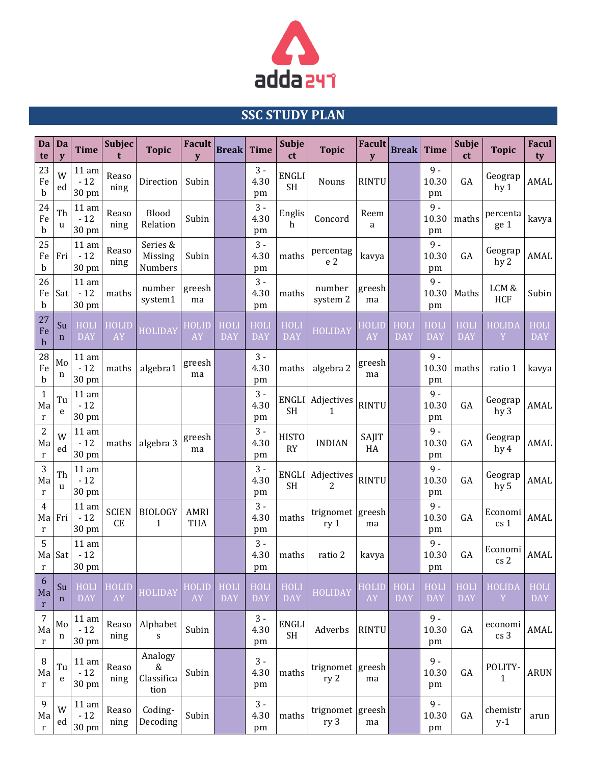# SSC STUDY PLAN

| Date | Day | Time | Subject | Topic | Faculty | Break | Time | Subject | Topic | Faculty | Break | Time | Subject | Topic | Faculty |
|---|---|---|---|---|---|---|---|---|---|---|---|---|---|---|---|
| 23 Feb | Wed | 11 am - 12 30 pm | Reasoning | Direction | Subin | | 3 - 4.30 pm | ENGLISH | Nouns | RINTU | | 9 - 10.30 pm | GA | Geography 1 | AMAL |
| 24 Feb | Thu | 11 am - 12 30 pm | Reasoning | Blood Relation | Subin | | 3 - 4.30 pm | English | Concord | Reema | | 9 - 10.30 pm | maths | percentage 1 | kavya |
| 25 Feb | Fri | 11 am - 12 30 pm | Reasoning | Series & Missing Numbers | Subin | | 3 - 4.30 pm | maths | percentage 2 | kavya | | 9 - 10.30 pm | GA | Geography 2 | AMAL |
| 26 Feb | Sat | 11 am - 12 30 pm | maths | number system1 | greeshma | | 3 - 4.30 pm | maths | number system 2 | greeshma | | 9 - 10.30 pm | Maths | LCM & HCF | Subin |
| 27 Feb | Sun | HOLIDAY | HOLIDAY | HOLIDAY | HOLIDAY | HOLIDAY | HOLIDAY | HOLIDAY | HOLIDAY | HOLIDAY | HOLIDAY | HOLIDAY | HOLIDAY | HOLIDAY | HOLIDAY |
| 28 Feb | Mon | 11 am - 12 30 pm | maths | algebra1 | greeshma | | 3 - 4.30 pm | maths | algebra 2 | greeshma | | 9 - 10.30 pm | maths | ratio 1 | kavya |
| 1 Mar | Tue | 11 am - 12 30 pm | | | | | 3 - 4.30 pm | ENGLISH | Adjectives 1 | RINTU | | 9 - 10.30 pm | GA | Geography 3 | AMAL |
| 2 Mar | Wed | 11 am - 12 30 pm | maths | algebra 3 | greeshma | | 3 - 4.30 pm | HISTORY | INDIAN | SAJITHA | | 9 - 10.30 pm | GA | Geography 4 | AMAL |
| 3 Mar | Thu | 11 am - 12 30 pm | | | | | 3 - 4.30 pm | ENGLISH | Adjectives 2 | RINTU | | 9 - 10.30 pm | GA | Geography 5 | AMAL |
| 4 Mar | Fri | 11 am - 12 30 pm | SCIENCE | BIOLOGY 1 | AMRITHA | | 3 - 4.30 pm | maths | trignometry 1 | greeshma | | 9 - 10.30 pm | GA | Economics 1 | AMAL |
| 5 Mar | Sat | 11 am - 12 30 pm | | | | | 3 - 4.30 pm | maths | ratio 2 | kavya | | 9 - 10.30 pm | GA | Economics 2 | AMAL |
| 6 Mar | Sun | HOLIDAY | HOLIDAY | HOLIDAY | HOLIDAY | HOLIDAY | HOLIDAY | HOLIDAY | HOLIDAY | HOLIDAY | HOLIDAY | HOLIDAY | HOLIDAY | HOLIDAY | HOLIDAY |
| 7 Mar | Mon | 11 am - 12 30 pm | Reasoning | Alphabets | Subin | | 3 - 4.30 pm | ENGLISH | Adverbs | RINTU | | 9 - 10.30 pm | GA | economics 3 | AMAL |
| 8 Mar | Tue | 11 am - 12 30 pm | Reasoning | Analogy & Classification | Subin | | 3 - 4.30 pm | maths | trignometry 2 | greeshma | | 9 - 10.30 pm | GA | POLITY-1 | ARUN |
| 9 Mar | Wed | 11 am - 12 30 pm | Reasoning | Coding-Decoding | Subin | | 3 - 4.30 pm | maths | trignometry 3 | greeshma | | 9 - 10.30 pm | GA | chemistry-1 | arun |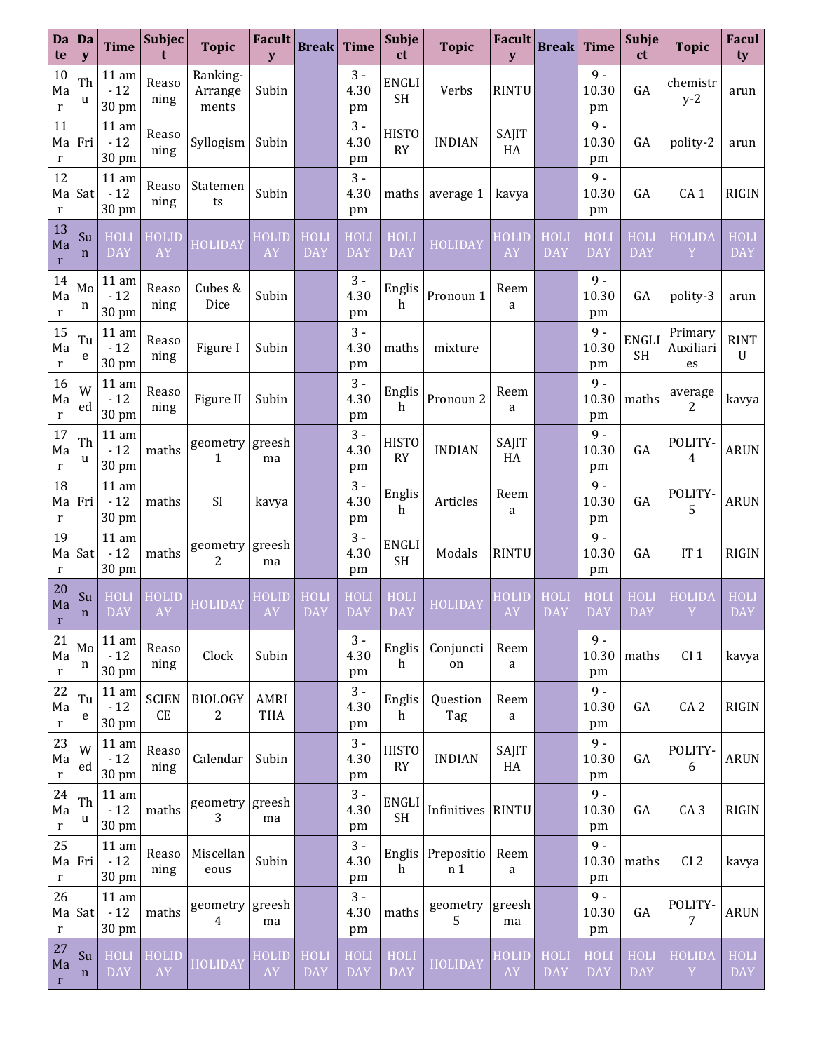| Date | Day | Time | Subject | Topic | Faculty | Break | Time | Subject | Topic | Faculty | Break | Time | Subject | Topic | Faculty |
|---|---|---|---|---|---|---|---|---|---|---|---|---|---|---|---|
| 10 Mar | Thu | 11 am - 12 30 pm | Reasoning | Ranking-Arrangements | Subin | | 3 - 4.30 pm | ENGLISH | Verbs | RINTU | | 9 - 10.30 pm | GA | chemistry-2 | arun |
| 11 Mar | Fri | 11 am - 12 30 pm | Reasoning | Syllogism | Subin | | 3 - 4.30 pm | HISTORY | INDIAN | SAJITHA | | 9 - 10.30 pm | GA | polity-2 | arun |
| 12 Mar | Sat | 11 am - 12 30 pm | Reasoning | Statements | Subin | | 3 - 4.30 pm | maths | average 1 | kavya | | 9 - 10.30 pm | GA | CA 1 | RIGIN |
| 13 Mar | Sun | HOLIDAY | HOLIDAY | HOLIDAY | HOLIDAY | HOLIDAY | HOLIDAY | HOLIDAY | HOLIDAY | HOLIDAY | HOLIDAY | HOLIDAY | HOLIDAY | HOLIDAY | HOLIDAY |
| 14 Mar | Mon | 11 am - 12 30 pm | Reasoning | Cubes & Dice | Subin | | 3 - 4.30 pm | English | Pronoun 1 | Reema | | 9 - 10.30 pm | GA | polity-3 | arun |
| 15 Mar | Tue | 11 am - 12 30 pm | Reasoning | Figure I | Subin | | 3 - 4.30 pm | maths | mixture | | | 9 - 10.30 pm | ENGLISH | Primary Auxiliaries | RINTU |
| 16 Mar | Wed | 11 am - 12 30 pm | Reasoning | Figure II | Subin | | 3 - 4.30 pm | English | Pronoun 2 | Reema | | 9 - 10.30 pm | maths | average 2 | kavya |
| 17 Mar | Thu | 11 am - 12 30 pm | maths | geometry 1 | greeshma | | 3 - 4.30 pm | HISTORY | INDIAN | SAJITHA | | 9 - 10.30 pm | GA | POLITY-4 | ARUN |
| 18 Mar | Fri | 11 am - 12 30 pm | maths | SI | kavya | | 3 - 4.30 pm | English | Articles | Reema | | 9 - 10.30 pm | GA | POLITY-5 | ARUN |
| 19 Mar | Sat | 11 am - 12 30 pm | maths | geometry 2 | greeshma | | 3 - 4.30 pm | ENGLISH | Modals | RINTU | | 9 - 10.30 pm | GA | IT 1 | RIGIN |
| 20 Mar | Sun | HOLIDAY | HOLIDAY | HOLIDAY | HOLIDAY | HOLIDAY | HOLIDAY | HOLIDAY | HOLIDAY | HOLIDAY | HOLIDAY | HOLIDAY | HOLIDAY | HOLIDAY | HOLIDAY |
| 21 Mar | Mon | 11 am - 12 30 pm | Reasoning | Clock | Subin | | 3 - 4.30 pm | English | Conjunction | Reema | | 9 - 10.30 pm | maths | CI 1 | kavya |
| 22 Mar | Tue | 11 am - 12 30 pm | SCIENCE | BIOLOGY 2 | AMRITHA | | 3 - 4.30 pm | English | Question Tag | Reema | | 9 - 10.30 pm | GA | CA 2 | RIGIN |
| 23 Mar | Wed | 11 am - 12 30 pm | Reasoning | Calendar | Subin | | 3 - 4.30 pm | HISTORY | INDIAN | SAJITHA | | 9 - 10.30 pm | GA | POLITY-6 | ARUN |
| 24 Mar | Thu | 11 am - 12 30 pm | maths | geometry 3 | greeshma | | 3 - 4.30 pm | ENGLISH | Infinitives | RINTU | | 9 - 10.30 pm | GA | CA 3 | RIGIN |
| 25 Mar | Fri | 11 am - 12 30 pm | Reasoning | Miscellaneous | Subin | | 3 - 4.30 pm | English | Preposition 1 | Reema | | 9 - 10.30 pm | maths | CI 2 | kavya |
| 26 Mar | Sat | 11 am - 12 30 pm | maths | geometry 4 | greeshma | | 3 - 4.30 pm | maths | geometry 5 | greeshma | | 9 - 10.30 pm | GA | POLITY-7 | ARUN |
| 27 Mar | Sun | HOLIDAY | HOLIDAY | HOLIDAY | HOLIDAY | HOLIDAY | HOLIDAY | HOLIDAY | HOLIDAY | HOLIDAY | HOLIDAY | HOLIDAY | HOLIDAY | HOLIDAY | HOLIDAY |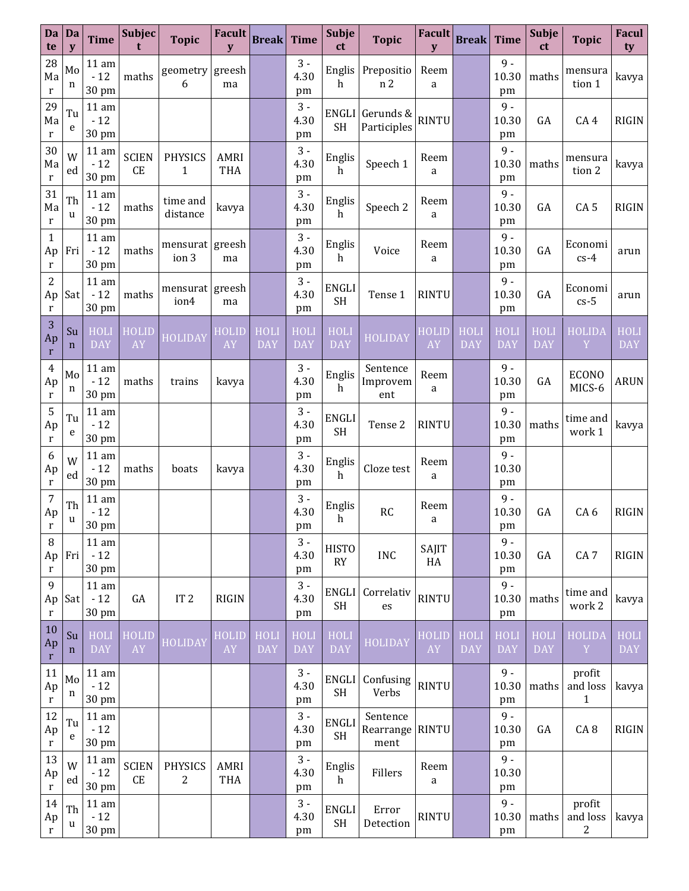| Date | Day | Time | Subject | Topic | Faculty | Break | Time | Subject | Topic | Faculty | Break | Time | Subject | Topic | Faculty |
|---|---|---|---|---|---|---|---|---|---|---|---|---|---|---|---|
| 28 Mar | Mon | 11 am - 12 30 pm | maths | geometry 6 | greeshma | | 3 - 4.30 pm | English | Preposition 2 | Reema | | 9 - 10.30 pm | maths | mensuration 1 | kavya |
| 29 Mar | Tue | 11 am - 12 30 pm | | | | | 3 - 4.30 pm | ENGLISH | Gerunds & Participles | RINTU | | 9 - 10.30 pm | GA | CA 4 | RIGIN |
| 30 Mar | Wed | 11 am - 12 30 pm | SCIENCE | PHYSICS 1 | AMRITHA | | 3 - 4.30 pm | English | Speech 1 | Reema | | 9 - 10.30 pm | maths | mensuration 2 | kavya |
| 31 Mar | Thu | 11 am - 12 30 pm | maths | time and distance | kavya | | 3 - 4.30 pm | English | Speech 2 | Reema | | 9 - 10.30 pm | GA | CA 5 | RIGIN |
| 1 Apr | Fri | 11 am - 12 30 pm | maths | mensuration 3 | greeshma | | 3 - 4.30 pm | English | Voice | Reema | | 9 - 10.30 pm | GA | Economics-4 | arun |
| 2 Apr | Sat | 11 am - 12 30 pm | maths | mensuration4 | greeshma | | 3 - 4.30 pm | ENGLISH | Tense 1 | RINTU | | 9 - 10.30 pm | GA | Economics-5 | arun |
| 3 Apr | Sun | HOLIDAY | HOLIDAY | HOLIDAY | HOLIDAY | HOLIDAY | HOLIDAY | HOLIDAY | HOLIDAY | HOLIDAY | HOLIDAY | HOLIDAY | HOLIDAY | HOLIDAY | HOLIDAY |
| 4 Apr | Mon | 11 am - 12 30 pm | maths | trains | kavya | | 3 - 4.30 pm | English | Sentence Improvement | Reema | | 9 - 10.30 pm | GA | ECONOMICS-6 | ARUN |
| 5 Apr | Tue | 11 am - 12 30 pm | | | | | 3 - 4.30 pm | ENGLISH | Tense 2 | RINTU | | 9 - 10.30 pm | maths | time and work 1 | kavya |
| 6 Apr | Wed | 11 am - 12 30 pm | maths | boats | kavya | | 3 - 4.30 pm | English | Cloze test | Reema | | 9 - 10.30 pm | | | |
| 7 Apr | Thu | 11 am - 12 30 pm | | | | | 3 - 4.30 pm | English | RC | Reema | | 9 - 10.30 pm | GA | CA 6 | RIGIN |
| 8 Apr | Fri | 11 am - 12 30 pm | | | | | 3 - 4.30 pm | HISTORY | INC | SAJITHA | | 9 - 10.30 pm | GA | CA 7 | RIGIN |
| 9 Apr | Sat | 11 am - 12 30 pm | GA | IT 2 | RIGIN | | 3 - 4.30 pm | ENGLISH | Correlatives | RINTU | | 9 - 10.30 pm | maths | time and work 2 | kavya |
| 10 Apr | Sun | HOLIDAY | HOLIDAY | HOLIDAY | HOLIDAY | HOLIDAY | HOLIDAY | HOLIDAY | HOLIDAY | HOLIDAY | HOLIDAY | HOLIDAY | HOLIDAY | HOLIDAY | HOLIDAY |
| 11 Apr | Mon | 11 am - 12 30 pm | | | | | 3 - 4.30 pm | ENGLISH | Confusing Verbs | RINTU | | 9 - 10.30 pm | maths | profit and loss 1 | kavya |
| 12 Apr | Tue | 11 am - 12 30 pm | | | | | 3 - 4.30 pm | ENGLISH | Sentence Rearrangement | RINTU | | 9 - 10.30 pm | GA | CA 8 | RIGIN |
| 13 Apr | Wed | 11 am - 12 30 pm | SCIENCE | PHYSICS 2 | AMRITHA | | 3 - 4.30 pm | English | Fillers | Reema | | 9 - 10.30 pm | | | |
| 14 Apr | Thu | 11 am - 12 30 pm | | | | | 3 - 4.30 pm | ENGLISH | Error Detection | RINTU | | 9 - 10.30 pm | maths | profit and loss 2 | kavya |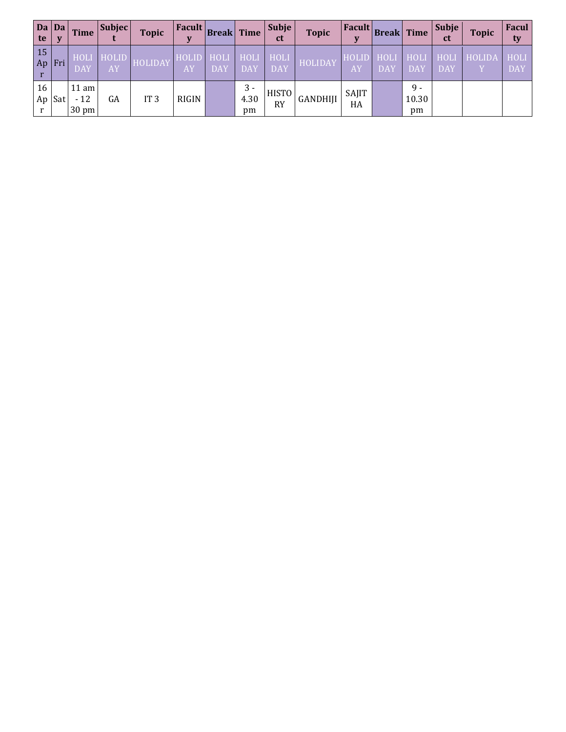| Date | Day | Time | Subject | Topic | Faculty | Break | Time | Subject | Topic | Faculty | Break | Time | Subject | Topic | Faculty |
|---|---|---|---|---|---|---|---|---|---|---|---|---|---|---|---|
| 15 Apr | Fri | HOLIDAY | HOLIDAY | HOLIDAY | HOLIDAY | HOLIDAY | HOLIDAY | HOLIDAY | HOLIDAY | HOLIDAY | HOLIDAY | HOLIDAY | HOLIDAY | HOLIDAY | HOLIDAY |
| 16 Apr | Sat | 11 am - 12 30 pm | GA | IT 3 | RIGIN | | 3 - 4.30 pm | HISTORY | GANDHIJI | SAJITHA | | 9 - 10.30 pm | | | |